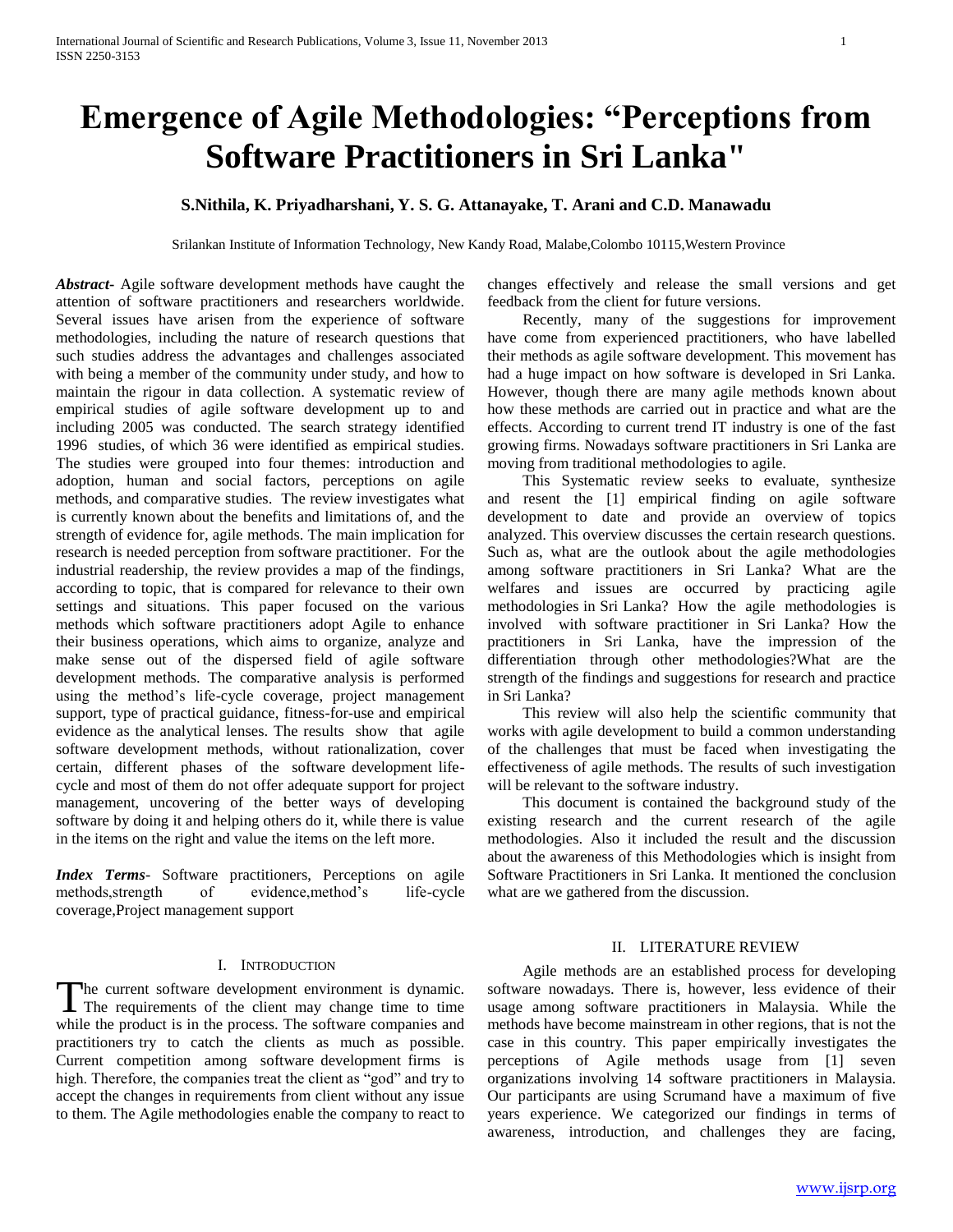# Emergence of Agile Methodologies: "Perceptions from Software Practitioners in Sri Lanka"

**S.Nithila, K. Priyadharshani, Y. S. G. Attanayake, T. Arani and C.D. Manawadu**

Srilankan Institute of Information Technology, New Kandy Road, Malabe,Colombo 10115,Western Province

***Abstract*-** Agile software development methods have caught the attention of software practitioners and researchers worldwide. Several issues have arisen from the experience of software methodologies, including the nature of research questions that such studies address the advantages and challenges associated with being a member of the community under study, and how to maintain the rigour in data collection. A systematic review of empirical studies of agile software development up to and including 2005 was conducted. The search strategy identified 1996 studies, of which 36 were identified as empirical studies. The studies were grouped into four themes: introduction and adoption, human and social factors, perceptions on agile methods, and comparative studies. The review investigates what is currently known about the benefits and limitations of, and the strength of evidence for, agile methods. The main implication for research is needed perception from software practitioner. For the industrial readership, the review provides a map of the findings, according to topic, that is compared for relevance to their own settings and situations. This paper focused on the various methods which software practitioners adopt Agile to enhance their business operations, which aims to organize, analyze and make sense out of the dispersed field of agile software development methods. The comparative analysis is performed using the method's life-cycle coverage, project management support, type of practical guidance, fitness-for-use and empirical evidence as the analytical lenses. The results show that agile software development methods, without rationalization, cover certain, different phases of the software development life-cycle and most of them do not offer adequate support for project management, uncovering of the better ways of developing software by doing it and helping others do it, while there is value in the items on the right and value the items on the left more.

***Index Terms*-** Software practitioners, Perceptions on agile methods,strength of evidence,method's life-cycle coverage,Project management support

## I. Introduction

The current software development environment is dynamic. The requirements of the client may change time to time while the product is in the process. The software companies and practitioners try to catch the clients as much as possible. Current competition among software development firms is high. Therefore, the companies treat the client as "god" and try to accept the changes in requirements from client without any issue to them. The Agile methodologies enable the company to react to changes effectively and release the small versions and get feedback from the client for future versions.

Recently, many of the suggestions for improvement have come from experienced practitioners, who have labelled their methods as agile software development. This movement has had a huge impact on how software is developed in Sri Lanka. However, though there are many agile methods known about how these methods are carried out in practice and what are the effects. According to current trend IT industry is one of the fast growing firms. Nowadays software practitioners in Sri Lanka are moving from traditional methodologies to agile.

This Systematic review seeks to evaluate, synthesize and resent the [1] empirical finding on agile software development to date and provide an overview of topics analyzed. This overview discusses the certain research questions. Such as, what are the outlook about the agile methodologies among software practitioners in Sri Lanka? What are the welfares and issues are occurred by practicing agile methodologies in Sri Lanka? How the agile methodologies is involved with software practitioner in Sri Lanka? How the practitioners in Sri Lanka, have the impression of the differentiation through other methodologies?What are the strength of the findings and suggestions for research and practice in Sri Lanka?

This review will also help the scientific community that works with agile development to build a common understanding of the challenges that must be faced when investigating the effectiveness of agile methods. The results of such investigation will be relevant to the software industry.

This document is contained the background study of the existing research and the current research of the agile methodologies. Also it included the result and the discussion about the awareness of this Methodologies which is insight from Software Practitioners in Sri Lanka. It mentioned the conclusion what are we gathered from the discussion.

## II. Literature Review

Agile methods are an established process for developing software nowadays. There is, however, less evidence of their usage among software practitioners in Malaysia. While the methods have become mainstream in other regions, that is not the case in this country. This paper empirically investigates the perceptions of Agile methods usage from [1] seven organizations involving 14 software practitioners in Malaysia. Our participants are using Scrumand have a maximum of five years experience. We categorized our findings in terms of awareness, introduction, and challenges they are facing,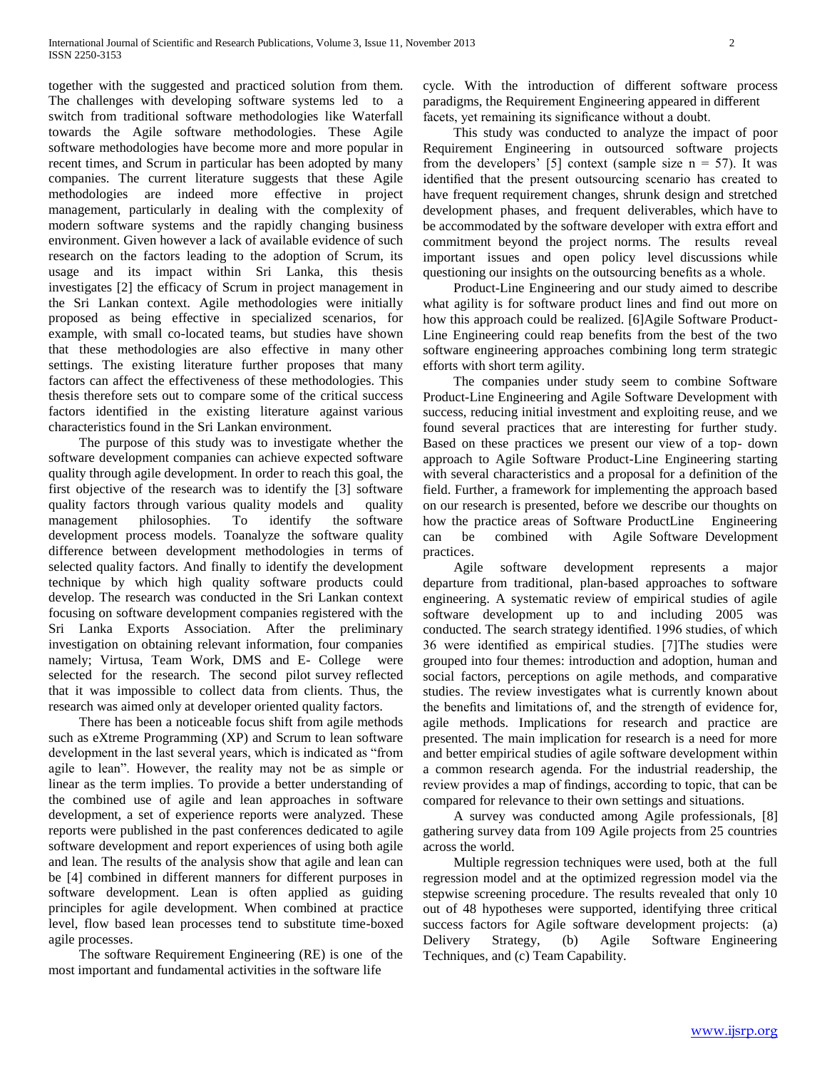together with the suggested and practiced solution from them. The challenges with developing software systems led to a switch from traditional software methodologies like Waterfall towards the Agile software methodologies. These Agile software methodologies have become more and more popular in recent times, and Scrum in particular has been adopted by many companies. The current literature suggests that these Agile methodologies are indeed more effective in project management, particularly in dealing with the complexity of modern software systems and the rapidly changing business environment. Given however a lack of available evidence of such research on the factors leading to the adoption of Scrum, its usage and its impact within Sri Lanka, this thesis investigates [2] the efficacy of Scrum in project management in the Sri Lankan context. Agile methodologies were initially proposed as being effective in specialized scenarios, for example, with small co-located teams, but studies have shown that these methodologies are also effective in many other settings. The existing literature further proposes that many factors can affect the effectiveness of these methodologies. This thesis therefore sets out to compare some of the critical success factors identified in the existing literature against various characteristics found in the Sri Lankan environment.

The purpose of this study was to investigate whether the software development companies can achieve expected software quality through agile development. In order to reach this goal, the first objective of the research was to identify the [3] software quality factors through various quality models and quality management philosophies. To identify the software development process models. Toanalyze the software quality difference between development methodologies in terms of selected quality factors. And finally to identify the development technique by which high quality software products could develop. The research was conducted in the Sri Lankan context focusing on software development companies registered with the Sri Lanka Exports Association. After the preliminary investigation on obtaining relevant information, four companies namely; Virtusa, Team Work, DMS and E- College were selected for the research. The second pilot survey reflected that it was impossible to collect data from clients. Thus, the research was aimed only at developer oriented quality factors.

There has been a noticeable focus shift from agile methods such as eXtreme Programming (XP) and Scrum to lean software development in the last several years, which is indicated as "from agile to lean". However, the reality may not be as simple or linear as the term implies. To provide a better understanding of the combined use of agile and lean approaches in software development, a set of experience reports were analyzed. These reports were published in the past conferences dedicated to agile software development and report experiences of using both agile and lean. The results of the analysis show that agile and lean can be [4] combined in different manners for different purposes in software development. Lean is often applied as guiding principles for agile development. When combined at practice level, flow based lean processes tend to substitute time-boxed agile processes.

The software Requirement Engineering (RE) is one of the most important and fundamental activities in the software life cycle. With the introduction of different software process paradigms, the Requirement Engineering appeared in different facets, yet remaining its significance without a doubt.

This study was conducted to analyze the impact of poor Requirement Engineering in outsourced software projects from the developers' [5] context (sample size $n = 57$). It was identified that the present outsourcing scenario has created to have frequent requirement changes, shrunk design and stretched development phases, and frequent deliverables, which have to be accommodated by the software developer with extra effort and commitment beyond the project norms. The results reveal important issues and open policy level discussions while questioning our insights on the outsourcing benefits as a whole.

Product-Line Engineering and our study aimed to describe what agility is for software product lines and find out more on how this approach could be realized. [6]Agile Software Product-Line Engineering could reap benefits from the best of the two software engineering approaches combining long term strategic efforts with short term agility.

The companies under study seem to combine Software Product-Line Engineering and Agile Software Development with success, reducing initial investment and exploiting reuse, and we found several practices that are interesting for further study. Based on these practices we present our view of a top- down approach to Agile Software Product-Line Engineering starting with several characteristics and a proposal for a definition of the field. Further, a framework for implementing the approach based on our research is presented, before we describe our thoughts on how the practice areas of Software ProductLine Engineering can be combined with Agile Software Development practices.

Agile software development represents a major departure from traditional, plan-based approaches to software engineering. A systematic review of empirical studies of agile software development up to and including 2005 was conducted. The search strategy identified. 1996 studies, of which 36 were identified as empirical studies. [7]The studies were grouped into four themes: introduction and adoption, human and social factors, perceptions on agile methods, and comparative studies. The review investigates what is currently known about the benefits and limitations of, and the strength of evidence for, agile methods. Implications for research and practice are presented. The main implication for research is a need for more and better empirical studies of agile software development within a common research agenda. For the industrial readership, the review provides a map of findings, according to topic, that can be compared for relevance to their own settings and situations.

A survey was conducted among Agile professionals, [8] gathering survey data from 109 Agile projects from 25 countries across the world.

Multiple regression techniques were used, both at the full regression model and at the optimized regression model via the stepwise screening procedure. The results revealed that only 10 out of 48 hypotheses were supported, identifying three critical success factors for Agile software development projects: (a) Delivery Strategy, (b) Agile Software Engineering Techniques, and (c) Team Capability.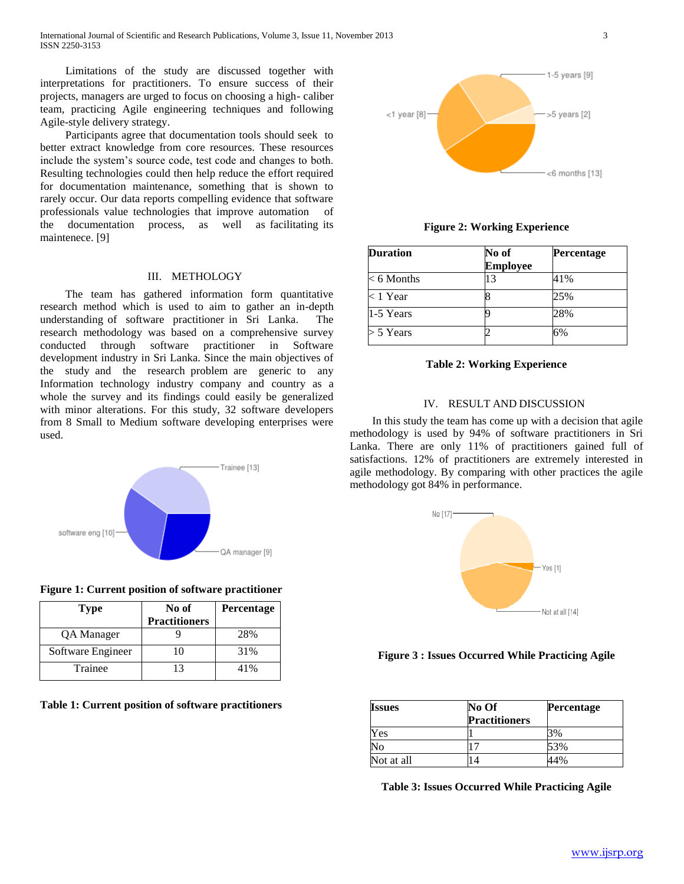Limitations of the study are discussed together with interpretations for practitioners. To ensure success of their projects, managers are urged to focus on choosing a high- caliber team, practicing Agile engineering techniques and following Agile-style delivery strategy.

Participants agree that documentation tools should seek to better extract knowledge from core resources. These resources include the system's source code, test code and changes to both. Resulting technologies could then help reduce the effort required for documentation maintenance, something that is shown to rarely occur. Our data reports compelling evidence that software professionals value technologies that improve automation of the documentation process, as well as facilitating its maintenece. [9]

## III. METHOLOGY

The team has gathered information form quantitative research method which is used to aim to gather an in-depth understanding of software practitioner in Sri Lanka. The research methodology was based on a comprehensive survey conducted through software practitioner in Software development industry in Sri Lanka. Since the main objectives of the study and the research problem are generic to any Information technology industry company and country as a whole the survey and its findings could easily be generalized with minor alterations. For this study, 32 software developers from 8 Small to Medium software developing enterprises were used.

**Figure 1: Current position of software practitioner**

| Type | No of Practitioners | Percentage |
|---|---|---|
| QA Manager | 9 | 28% |
| Software Engineer | 10 | 31% |
| Trainee | 13 | 41% |

**Table 1: Current position of software practitioners**

**Figure 2: Working Experience**

| Duration | No of Employee | Percentage |
|---|---|---|
| < 6 Months | 13 | 41% |
| < 1 Year | 8 | 25% |
| 1-5 Years | 9 | 28% |
| > 5 Years | 2 | 6% |

**Table 2: Working Experience**

## IV. RESULT AND DISCUSSION

In this study the team has come up with a decision that agile methodology is used by 94% of software practitioners in Sri Lanka. There are only 11% of practitioners gained full of satisfactions. 12% of practitioners are extremely interested in agile methodology. By comparing with other practices the agile methodology got 84% in performance.

**Figure 3 : Issues Occurred While Practicing Agile**

| Issues | No Of Practitioners | Percentage |
|---|---|---|
| Yes | 1 | 3% |
| No | 17 | 53% |
| Not at all | 14 | 44% |

**Table 3: Issues Occurred While Practicing Agile**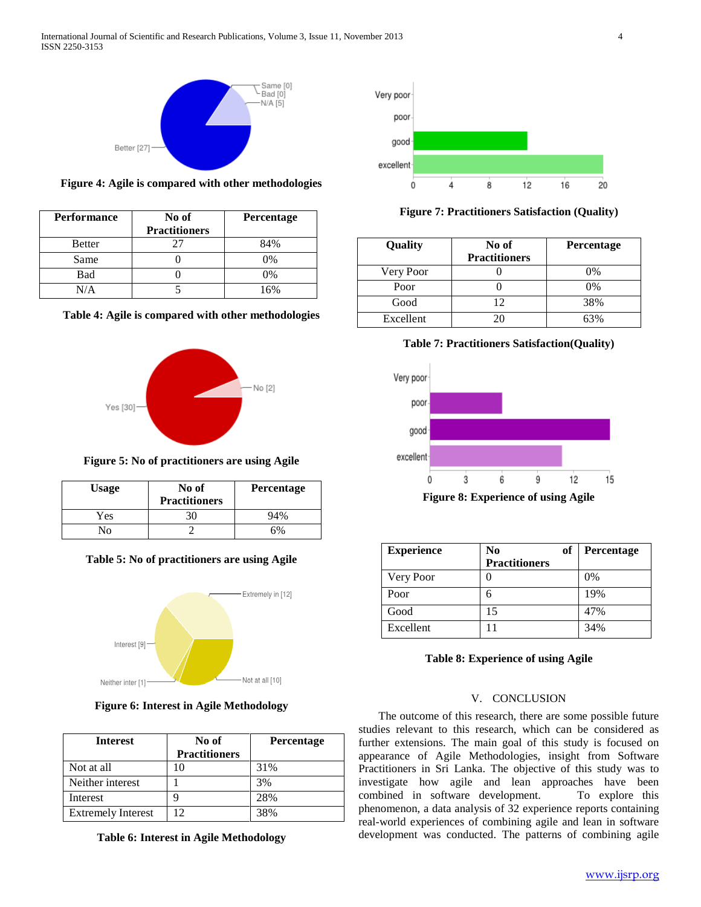Figure 4: Agile is compared with other methodologies

| Performance | No of Practitioners | Percentage |
|---|---|---|
| Better | 27 | 84% |
| Same | 0 | 0% |
| Bad | 0 | 0% |
| N/A | 5 | 16% |

**Table 4: Agile is compared with other methodologies**

**Figure 5: No of practitioners are using Agile**

| Usage | No of Practitioners | Percentage |
|---|---|---|
| Yes | 30 | 94% |
| No | 2 | 6% |

**Table 5: No of practitioners are using Agile**

**Figure 6: Interest in Agile Methodology**

| Interest | No of Practitioners | Percentage |
|---|---|---|
| Not at all | 10 | 31% |
| Neither interest | 1 | 3% |
| Interest | 9 | 28% |
| Extremely Interest | 12 | 38% |

**Table 6: Interest in Agile Methodology**

**Figure 7: Practitioners Satisfaction (Quality)**

| Quality | No of Practitioners | Percentage |
|---|---|---|
| Very Poor | 0 | 0% |
| Poor | 0 | 0% |
| Good | 12 | 38% |
| Excellent | 20 | 63% |

**Table 7: Practitioners Satisfaction(Quality)**

**Figure 8: Experience of using Agile**

| Experience | No of Practitioners | Percentage |
|---|---|---|
| Very Poor | 0 | 0% |
| Poor | 6 | 19% |
| Good | 15 | 47% |
| Excellent | 11 | 34% |

**Table 8: Experience of using Agile**

## V. CONCLUSION

The outcome of this research, there are some possible future studies relevant to this research, which can be considered as further extensions. The main goal of this study is focused on appearance of Agile Methodologies, insight from Software Practitioners in Sri Lanka. The objective of this study was to investigate how agile and lean approaches have been combined in software development. To explore this phenomenon, a data analysis of 32 experience reports containing real-world experiences of combining agile and lean in software development was conducted. The patterns of combining agile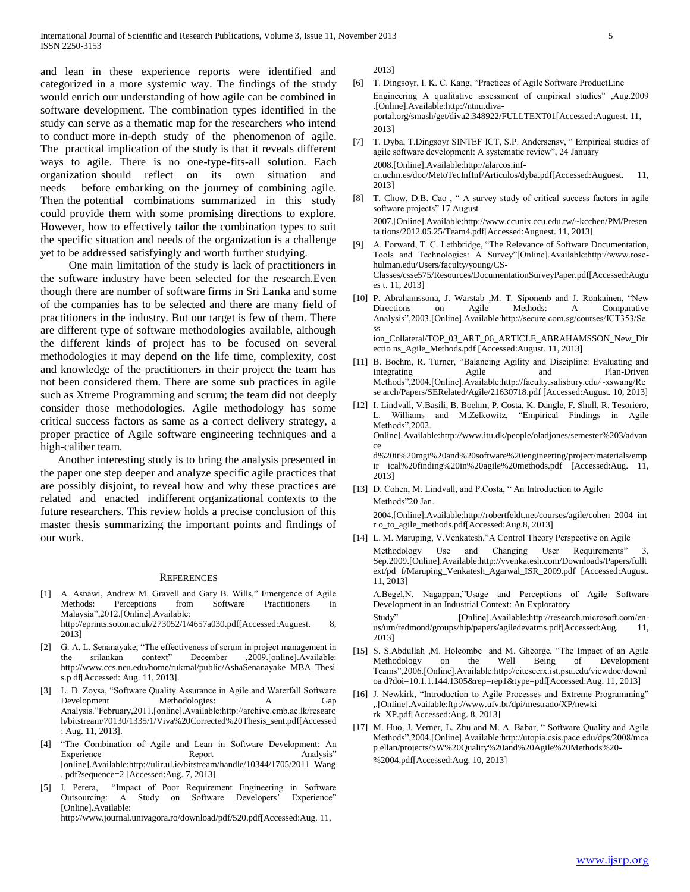and lean in these experience reports were identified and categorized in a more systemic way. The findings of the study would enrich our understanding of how agile can be combined in software development. The combination types identified in the study can serve as a thematic map for the researchers who intend to conduct more in-depth study of the phenomenon of agile. The practical implication of the study is that it reveals different ways to agile. There is no one-type-fits-all solution. Each organization should reflect on its own situation and needs before embarking on the journey of combining agile. Then the potential combinations summarized in this study could provide them with some promising directions to explore. However, how to effectively tailor the combination types to suit the specific situation and needs of the organization is a challenge yet to be addressed satisfyingly and worth further studying.

One main limitation of the study is lack of practitioners in the software industry have been selected for the research.Even though there are number of software firms in Sri Lanka and some of the companies has to be selected and there are many field of practitioners in the industry. But our target is few of them. There are different type of software methodologies available, although the different kinds of project has to be focused on several methodologies it may depend on the life time, complexity, cost and knowledge of the practitioners in their project the team has not been considered them. There are some sub practices in agile such as Xtreme Programming and scrum; the team did not deeply consider those methodologies. Agile methodology has some critical success factors as same as a correct delivery strategy, a proper practice of Agile software engineering techniques and a high-caliber team.

Another interesting study is to bring the analysis presented in the paper one step deeper and analyze specific agile practices that are possibly disjoint, to reveal how and why these practices are related and enacted indifferent organizational contexts to the future researchers. This review holds a precise conclusion of this master thesis summarizing the important points and findings of our work.

## References

[1] A. Asnawi, Andrew M. Gravell and Gary B. Wills," Emergence of Agile Methods: Perceptions from Software Practitioners in Malaysia",2012.[Online].Available: http://eprints.soton.ac.uk/273052/1/4657a030.pdf[Accessed:Auguest. 8, 2013]

[2] G. A. L. Senanayake, "The effectiveness of scrum in project management in the srilankan context" December ,2009.[online].Available: http://www.ccs.neu.edu/home/rukmal/public/AshaSenanayake_MBA_Thesis.p df[Accessed: Aug. 11, 2013].

[3] L. D. Zoysa, "Software Quality Assurance in Agile and Waterfall Software Development Methodologies: A Gap Analysis."February,2011.[online].Available:http://archive.cmb.ac.lk/research/bitstream/70130/1335/1/Viva%20Corrected%20Thesis_sent.pdf[Accessed : Aug. 11, 2013].

[4] "The Combination of Agile and Lean in Software Development: An Experience Report Analysis" [online].Available:http://ulir.ul.ie/bitstream/handle/10344/1705/2011_Wang. pdf?sequence=2 [Accessed:Aug. 7, 2013]

[5] I. Perera, "Impact of Poor Requirement Engineering in Software Outsourcing: A Study on Software Developers' Experience" [Online].Available: http://www.journal.univagora.ro/download/pdf/520.pdf[Accessed:Aug. 11, 2013]

[6] T. Dingsoyr, I. K. C. Kang, "Practices of Agile Software ProductLine Engineering A qualitative assessment of empirical studies" ,Aug.2009 .[Online].Available:http://ntnu.diva-portal.org/smash/get/diva2:348922/FULLTEXT01[Accessed:Auguest. 11, 2013]

[7] T. Dyba, T.Dingsoyr SINTEF ICT, S.P. Andersensv, " Empirical studies of agile software development: A systematic review", 24 January 2008.[Online].Available:http://alarcos.inf-cr.uclm.es/doc/MetoTecInfInf/Articulos/dyba.pdf[Accessed:Auguest. 11, 2013]

[8] T. Chow, D.B. Cao , " A survey study of critical success factors in agile software projects" 17 August 2007.[Online].Available:http://www.ccunix.ccu.edu.tw/~kcchen/PM/Presenta tions/2012.05.25/Team4.pdf[Accessed:Auguest. 11, 2013]

[9] A. Forward, T. C. Lethbridge, "The Relevance of Software Documentation, Tools and Technologies: A Survey"[Online].Available:http://www.rose-hulman.edu/Users/faculty/young/CS-Classes/csse575/Resources/DocumentationSurveyPaper.pdf[Accessed:Auguest. 11, 2013]

[10] P. Abrahamssona, J. Warstab ,M. T. Siponenb and J. Ronkainen, "New Directions on Agile Methods: A Comparative Analysis",2003.[Online].Available:http://secure.com.sg/courses/ICT353/Sess ion_Collateral/TOP_03_ART_06_ARTICLE_ABRAHAMSSON_New_Directio ns_Agile_Methods.pdf [Accessed:August. 11, 2013]

[11] B. Boehm, R. Turner, "Balancing Agility and Discipline: Evaluating and Integrating Agile and Plan-Driven Methods",2004.[Online].Available:http://faculty.salisbury.edu/~xswang/Rese arch/Papers/SERelated/Agile/21630718.pdf [Accessed:August. 10, 2013]

[12] I. Lindvall, V.Basili, B. Boehm, P. Costa, K. Dangle, F. Shull, R. Tesoriero, L. Williams and M.Zelkowitz, "Empirical Findings in Agile Methods",2002. Online].Available:http://www.itu.dk/people/oladjones/semester%203/advance d%20it%20mgt%20and%20software%20engineering/project/materials/empir ical%20finding%20in%20agile%20methods.pdf [Accessed:Aug. 11, 2013]

[13] D. Cohen, M. Lindvall, and P.Costa, " An Introduction to Agile Methods"20 Jan. 2004.[Online].Available:http://robertfeldt.net/courses/agile/cohen_2004_intr o_to_agile_methods.pdf[Accessed:Aug.8, 2013]

[14] L. M. Maruping, V.Venkatesh,"A Control Theory Perspective on Agile Methodology Use and Changing User Requirements" 3, Sep.2009.[Online].Available:http://vvenkatesh.com/Downloads/Papers/fulltext/pd f/Maruping_Venkatesh_Agarwal_ISR_2009.pdf [Accessed:August. 11, 2013]

A.Begel,N. Nagappan,"Usage and Perceptions of Agile Software Development in an Industrial Context: An Exploratory Study" .[Online].Available:http://research.microsoft.com/en-us/um/redmond/groups/hip/papers/agiledevatms.pdf[Accessed:Aug. 11, 2013]

[15] S. S.Abdullah ,M. Holcombe and M. Gheorge, "The Impact of an Agile Methodology on the Well Being of Development Teams",2006.[Online].Available:http://citeseerx.ist.psu.edu/viewdoc/downloa d?doi=10.1.1.144.1305&rep=rep1&type=pdf[Accessed:Aug. 11, 2013]

[16] J. Newkirk, "Introduction to Agile Processes and Extreme Programming" ,.[Online].Available:ftp://www.ufv.br/dpi/mestrado/XP/newkirk_XP.pdf[Accessed:Aug. 8, 2013]

[17] M. Huo, J. Verner, L. Zhu and M. A. Babar, " Software Quality and Agile Methods",2004.[Online].Available:http://utopia.csis.pace.edu/dps/2008/mcap ellan/projects/SW%20Quality%20and%20Agile%20Methods%20-%2004.pdf[Accessed:Aug. 10, 2013]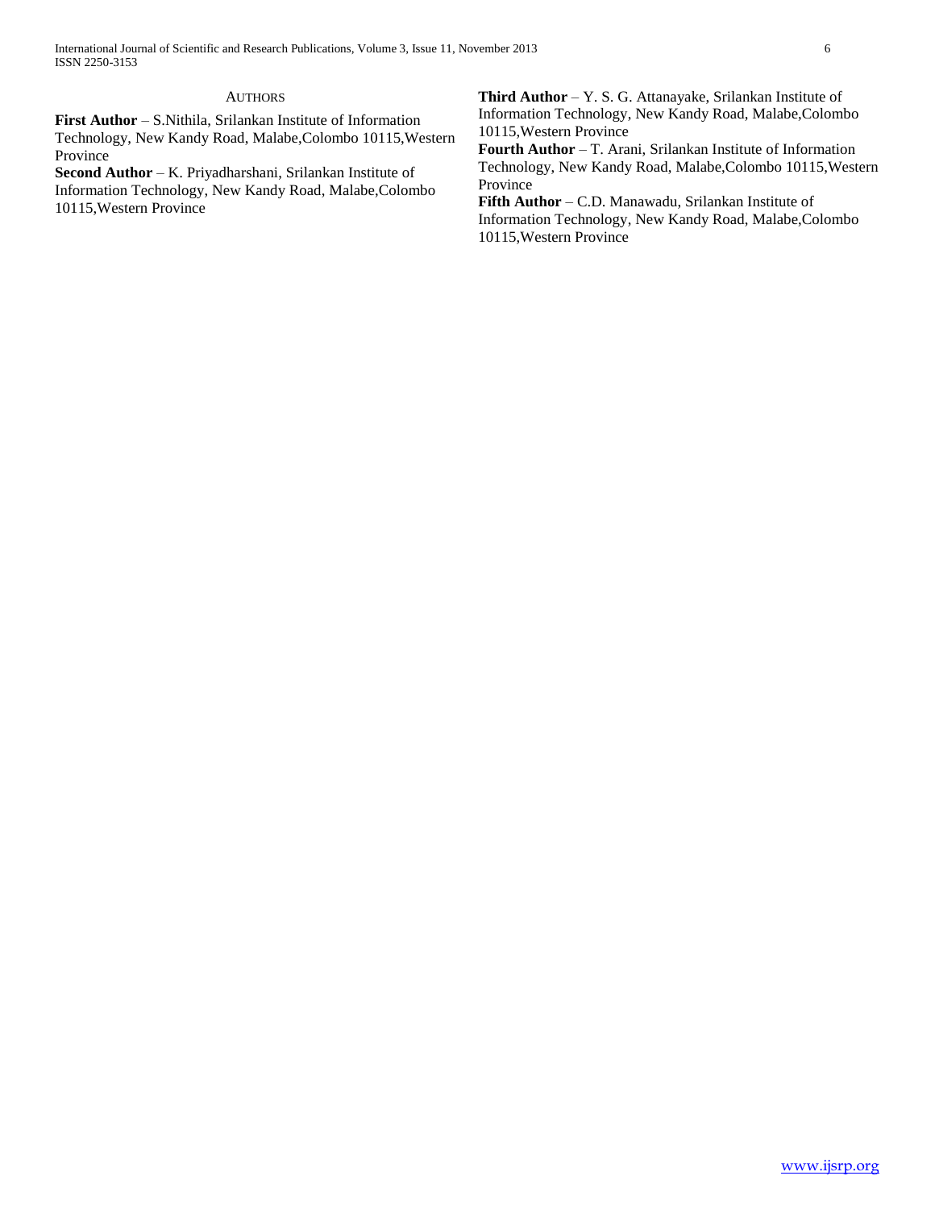## AUTHORS

**First Author** – S.Nithila, Srilankan Institute of Information Technology, New Kandy Road, Malabe,Colombo 10115,Western Province

**Second Author** – K. Priyadharshani, Srilankan Institute of Information Technology, New Kandy Road, Malabe,Colombo 10115,Western Province

**Third Author** – Y. S. G. Attanayake, Srilankan Institute of Information Technology, New Kandy Road, Malabe,Colombo 10115,Western Province

**Fourth Author** – T. Arani, Srilankan Institute of Information Technology, New Kandy Road, Malabe,Colombo 10115,Western Province

**Fifth Author** – C.D. Manawadu, Srilankan Institute of Information Technology, New Kandy Road, Malabe,Colombo 10115,Western Province